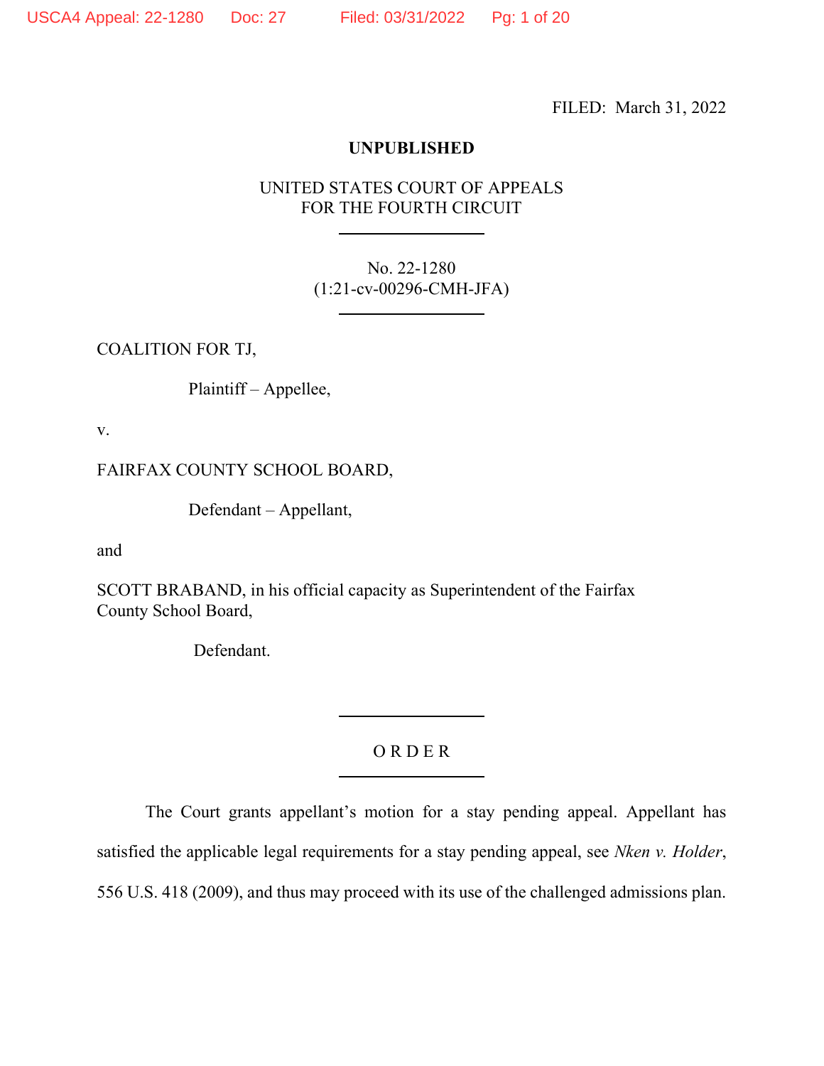FILED: March 31, 2022

**UNPUBLISHED**

UNITED STATES COURT OF APPEALS
FOR THE FOURTH CIRCUIT

---

No. 22-1280
(1:21-cv-00296-CMH-JFA)

---

COALITION FOR TJ,

Plaintiff – Appellee,

v.

FAIRFAX COUNTY SCHOOL BOARD,

Defendant – Appellant,

and

SCOTT BRABAND, in his official capacity as Superintendent of the Fairfax County School Board,

Defendant.

---

O R D E R

---

The Court grants appellant's motion for a stay pending appeal. Appellant has satisfied the applicable legal requirements for a stay pending appeal, see *Nken v. Holder*, 556 U.S. 418 (2009), and thus may proceed with its use of the challenged admissions plan.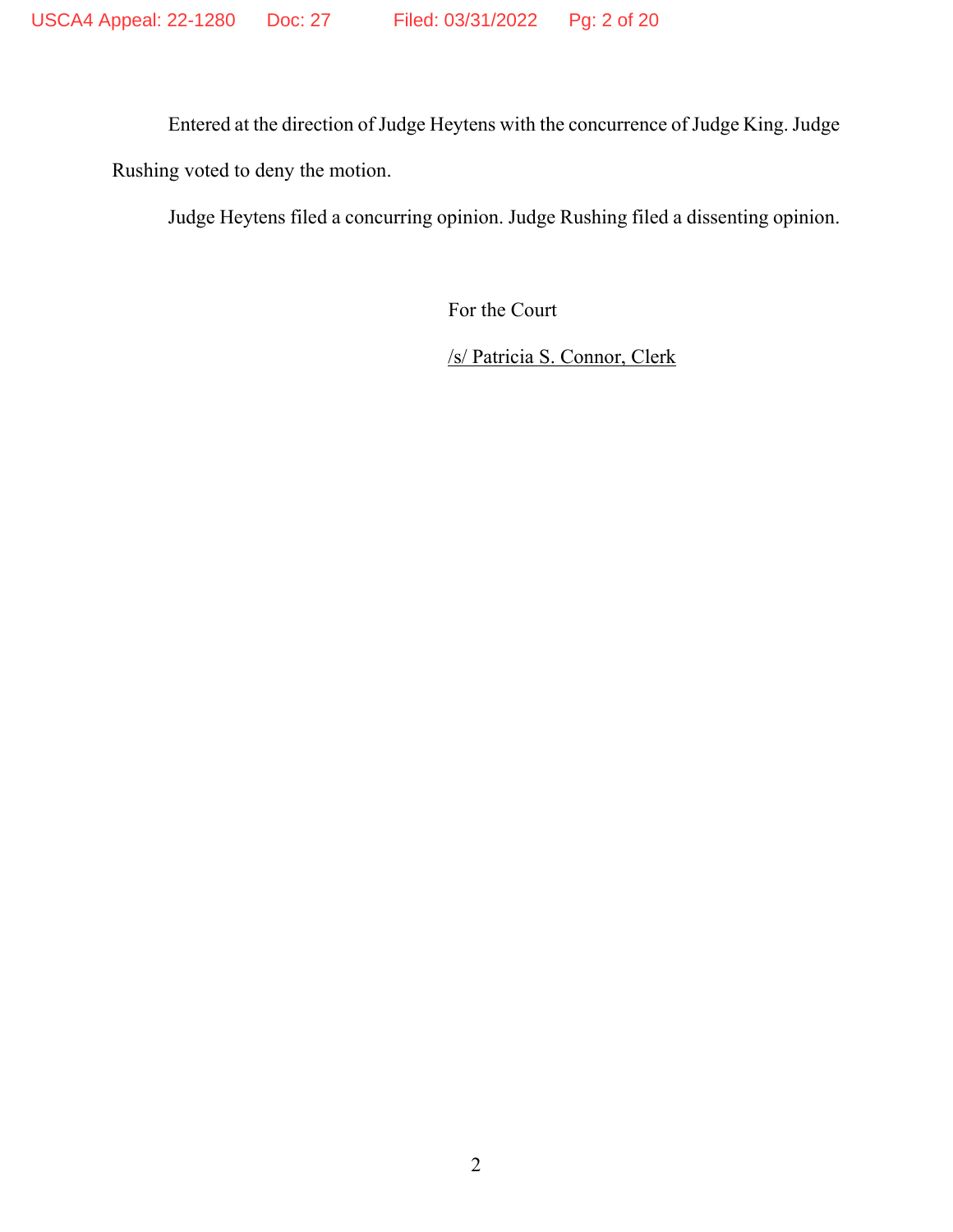Entered at the direction of Judge Heytens with the concurrence of Judge King. Judge Rushing voted to deny the motion.

Judge Heytens filed a concurring opinion. Judge Rushing filed a dissenting opinion.

For the Court

/s/ Patricia S. Connor, Clerk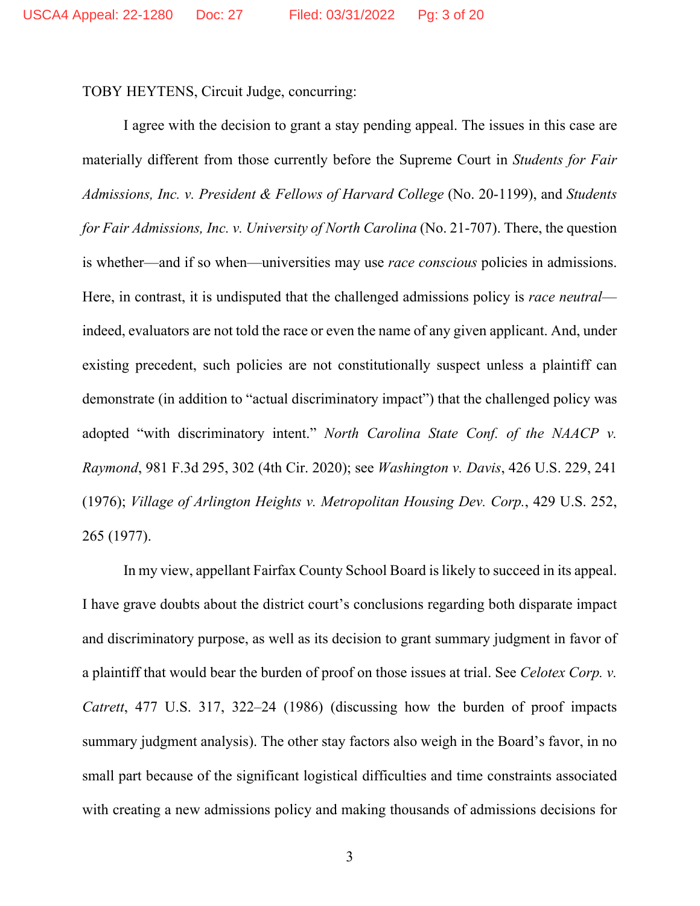TOBY HEYTENS, Circuit Judge, concurring:

I agree with the decision to grant a stay pending appeal. The issues in this case are materially different from those currently before the Supreme Court in *Students for Fair Admissions, Inc. v. President & Fellows of Harvard College* (No. 20-1199), and *Students for Fair Admissions, Inc. v. University of North Carolina* (No. 21-707). There, the question is whether—and if so when—universities may use *race conscious* policies in admissions. Here, in contrast, it is undisputed that the challenged admissions policy is *race neutral*—indeed, evaluators are not told the race or even the name of any given applicant. And, under existing precedent, such policies are not constitutionally suspect unless a plaintiff can demonstrate (in addition to "actual discriminatory impact") that the challenged policy was adopted "with discriminatory intent." *North Carolina State Conf. of the NAACP v. Raymond*, 981 F.3d 295, 302 (4th Cir. 2020); see *Washington v. Davis*, 426 U.S. 229, 241 (1976); *Village of Arlington Heights v. Metropolitan Housing Dev. Corp.*, 429 U.S. 252, 265 (1977).

In my view, appellant Fairfax County School Board is likely to succeed in its appeal. I have grave doubts about the district court's conclusions regarding both disparate impact and discriminatory purpose, as well as its decision to grant summary judgment in favor of a plaintiff that would bear the burden of proof on those issues at trial. See *Celotex Corp. v. Catrett*, 477 U.S. 317, 322–24 (1986) (discussing how the burden of proof impacts summary judgment analysis). The other stay factors also weigh in the Board's favor, in no small part because of the significant logistical difficulties and time constraints associated with creating a new admissions policy and making thousands of admissions decisions for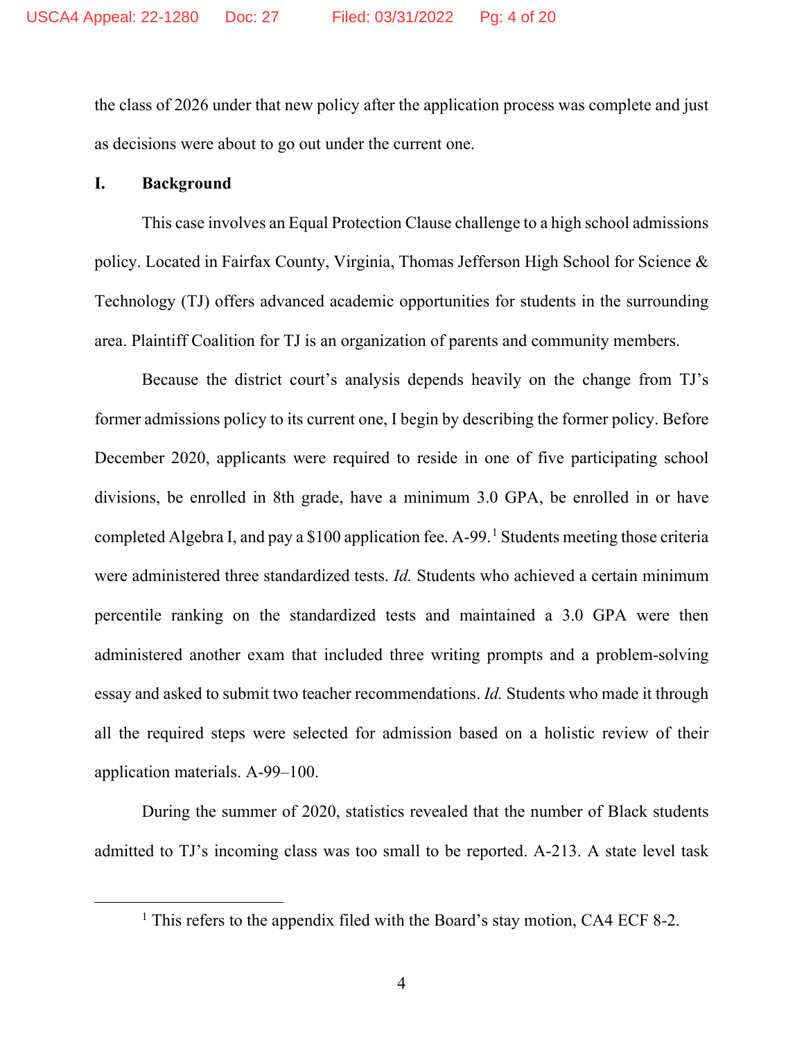the class of 2026 under that new policy after the application process was complete and just as decisions were about to go out under the current one.

## I. Background

This case involves an Equal Protection Clause challenge to a high school admissions policy. Located in Fairfax County, Virginia, Thomas Jefferson High School for Science & Technology (TJ) offers advanced academic opportunities for students in the surrounding area. Plaintiff Coalition for TJ is an organization of parents and community members.

Because the district court's analysis depends heavily on the change from TJ's former admissions policy to its current one, I begin by describing the former policy. Before December 2020, applicants were required to reside in one of five participating school divisions, be enrolled in 8th grade, have a minimum 3.0 GPA, be enrolled in or have completed Algebra I, and pay a $100 application fee. A-99.[1] Students meeting those criteria were administered three standardized tests. *Id.* Students who achieved a certain minimum percentile ranking on the standardized tests and maintained a 3.0 GPA were then administered another exam that included three writing prompts and a problem-solving essay and asked to submit two teacher recommendations. *Id.* Students who made it through all the required steps were selected for admission based on a holistic review of their application materials. A-99–100.

During the summer of 2020, statistics revealed that the number of Black students admitted to TJ's incoming class was too small to be reported. A-213. A state level task

[1] This refers to the appendix filed with the Board's stay motion, CA4 ECF 8-2.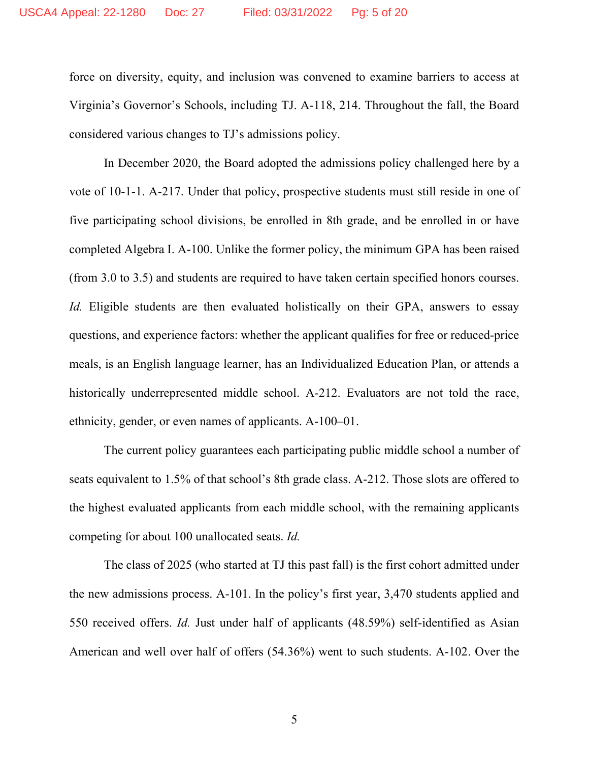force on diversity, equity, and inclusion was convened to examine barriers to access at Virginia's Governor's Schools, including TJ. A-118, 214. Throughout the fall, the Board considered various changes to TJ's admissions policy.

In December 2020, the Board adopted the admissions policy challenged here by a vote of 10-1-1. A-217. Under that policy, prospective students must still reside in one of five participating school divisions, be enrolled in 8th grade, and be enrolled in or have completed Algebra I. A-100. Unlike the former policy, the minimum GPA has been raised (from 3.0 to 3.5) and students are required to have taken certain specified honors courses. *Id.* Eligible students are then evaluated holistically on their GPA, answers to essay questions, and experience factors: whether the applicant qualifies for free or reduced-price meals, is an English language learner, has an Individualized Education Plan, or attends a historically underrepresented middle school. A-212. Evaluators are not told the race, ethnicity, gender, or even names of applicants. A-100–01.

The current policy guarantees each participating public middle school a number of seats equivalent to 1.5% of that school's 8th grade class. A-212. Those slots are offered to the highest evaluated applicants from each middle school, with the remaining applicants competing for about 100 unallocated seats. *Id.*

The class of 2025 (who started at TJ this past fall) is the first cohort admitted under the new admissions process. A-101. In the policy's first year, 3,470 students applied and 550 received offers. *Id.* Just under half of applicants (48.59%) self-identified as Asian American and well over half of offers (54.36%) went to such students. A-102. Over the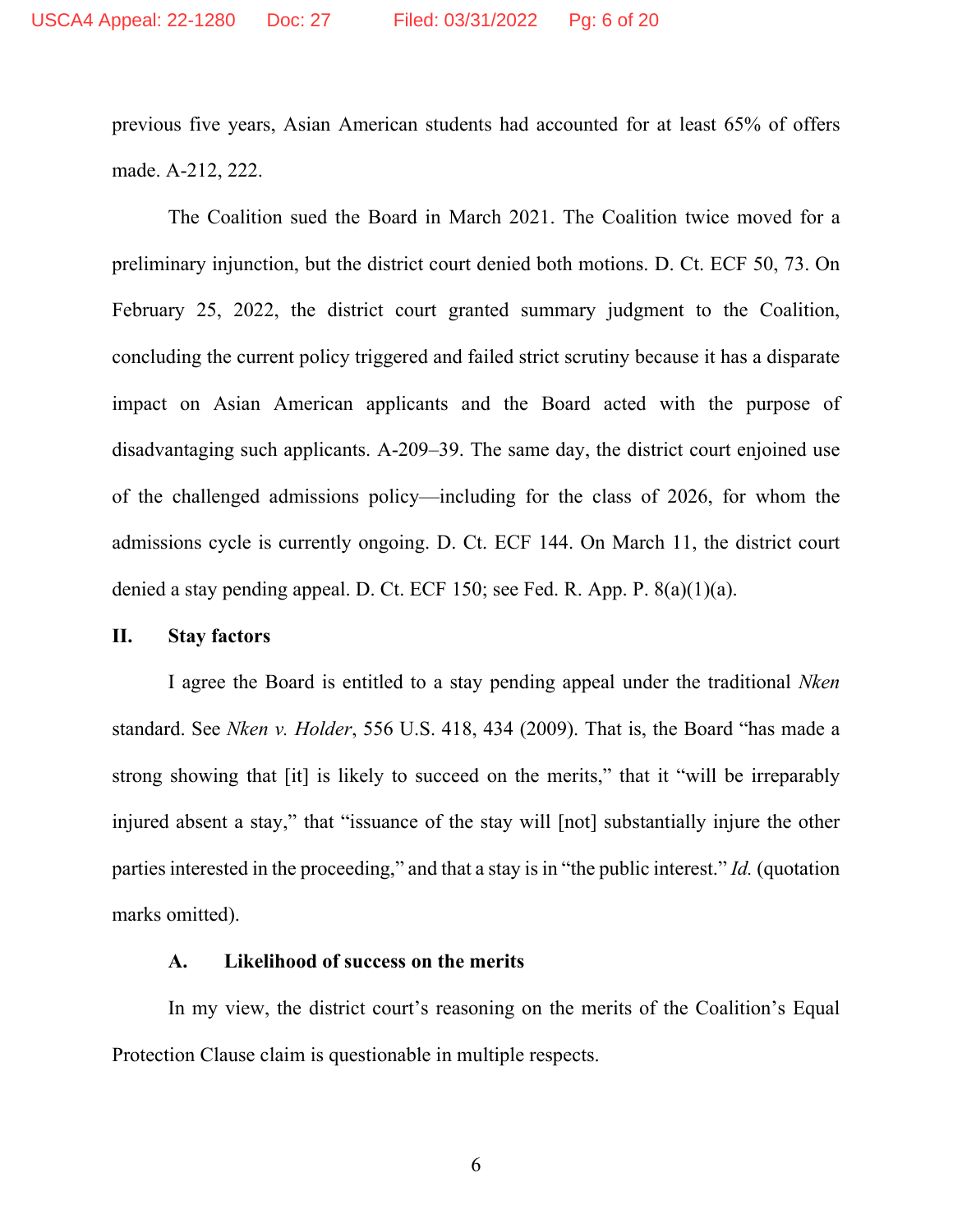previous five years, Asian American students had accounted for at least 65% of offers made. A-212, 222.

The Coalition sued the Board in March 2021. The Coalition twice moved for a preliminary injunction, but the district court denied both motions. D. Ct. ECF 50, 73. On February 25, 2022, the district court granted summary judgment to the Coalition, concluding the current policy triggered and failed strict scrutiny because it has a disparate impact on Asian American applicants and the Board acted with the purpose of disadvantaging such applicants. A-209–39. The same day, the district court enjoined use of the challenged admissions policy—including for the class of 2026, for whom the admissions cycle is currently ongoing. D. Ct. ECF 144. On March 11, the district court denied a stay pending appeal. D. Ct. ECF 150; see Fed. R. App. P. 8(a)(1)(a).

## II. Stay factors

I agree the Board is entitled to a stay pending appeal under the traditional *Nken* standard. See *Nken v. Holder*, 556 U.S. 418, 434 (2009). That is, the Board "has made a strong showing that [it] is likely to succeed on the merits," that it "will be irreparably injured absent a stay," that "issuance of the stay will [not] substantially injure the other parties interested in the proceeding," and that a stay is in "the public interest." *Id.* (quotation marks omitted).

### A. Likelihood of success on the merits

In my view, the district court's reasoning on the merits of the Coalition's Equal Protection Clause claim is questionable in multiple respects.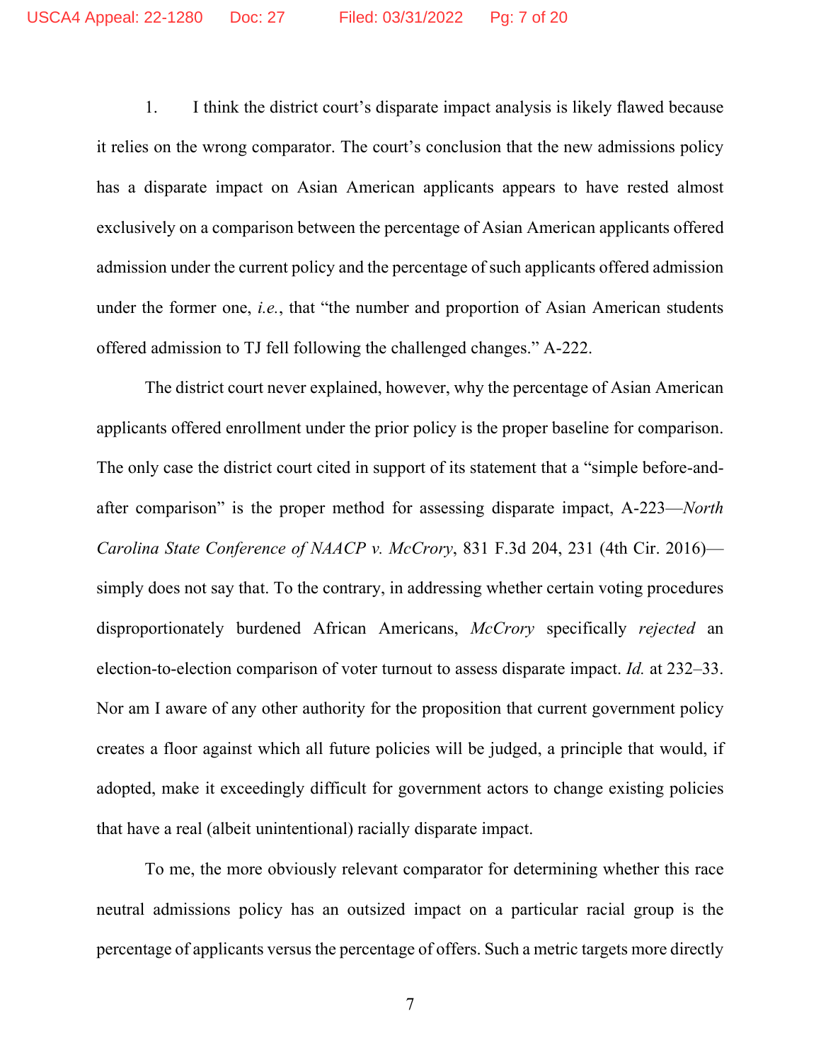1. I think the district court's disparate impact analysis is likely flawed because it relies on the wrong comparator. The court's conclusion that the new admissions policy has a disparate impact on Asian American applicants appears to have rested almost exclusively on a comparison between the percentage of Asian American applicants offered admission under the current policy and the percentage of such applicants offered admission under the former one, *i.e.*, that "the number and proportion of Asian American students offered admission to TJ fell following the challenged changes." A-222.

The district court never explained, however, why the percentage of Asian American applicants offered enrollment under the prior policy is the proper baseline for comparison. The only case the district court cited in support of its statement that a "simple before-and-after comparison" is the proper method for assessing disparate impact, A-223—*North Carolina State Conference of NAACP v. McCrory*, 831 F.3d 204, 231 (4th Cir. 2016)—simply does not say that. To the contrary, in addressing whether certain voting procedures disproportionately burdened African Americans, *McCrory* specifically *rejected* an election-to-election comparison of voter turnout to assess disparate impact. *Id.* at 232–33. Nor am I aware of any other authority for the proposition that current government policy creates a floor against which all future policies will be judged, a principle that would, if adopted, make it exceedingly difficult for government actors to change existing policies that have a real (albeit unintentional) racially disparate impact.

To me, the more obviously relevant comparator for determining whether this race neutral admissions policy has an outsized impact on a particular racial group is the percentage of applicants versus the percentage of offers. Such a metric targets more directly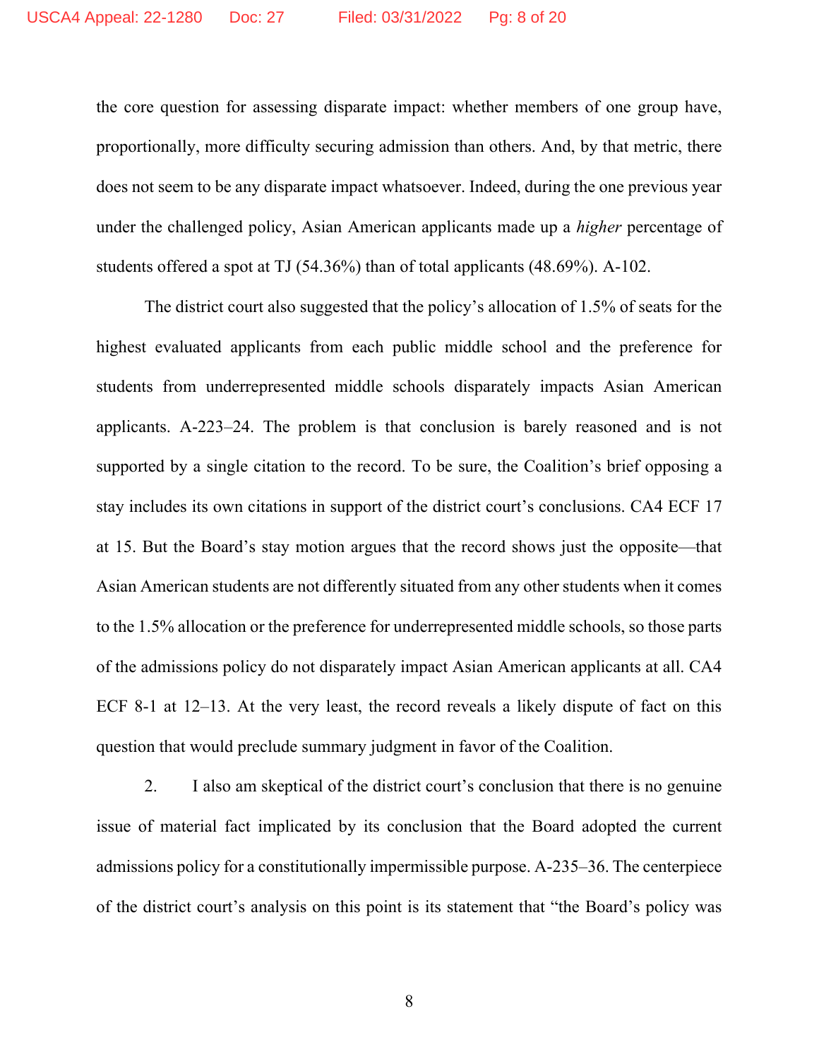the core question for assessing disparate impact: whether members of one group have, proportionally, more difficulty securing admission than others. And, by that metric, there does not seem to be any disparate impact whatsoever. Indeed, during the one previous year under the challenged policy, Asian American applicants made up a *higher* percentage of students offered a spot at TJ (54.36%) than of total applicants (48.69%). A-102.

The district court also suggested that the policy's allocation of 1.5% of seats for the highest evaluated applicants from each public middle school and the preference for students from underrepresented middle schools disparately impacts Asian American applicants. A-223–24. The problem is that conclusion is barely reasoned and is not supported by a single citation to the record. To be sure, the Coalition's brief opposing a stay includes its own citations in support of the district court's conclusions. CA4 ECF 17 at 15. But the Board's stay motion argues that the record shows just the opposite—that Asian American students are not differently situated from any other students when it comes to the 1.5% allocation or the preference for underrepresented middle schools, so those parts of the admissions policy do not disparately impact Asian American applicants at all. CA4 ECF 8-1 at 12–13. At the very least, the record reveals a likely dispute of fact on this question that would preclude summary judgment in favor of the Coalition.

2. I also am skeptical of the district court's conclusion that there is no genuine issue of material fact implicated by its conclusion that the Board adopted the current admissions policy for a constitutionally impermissible purpose. A-235–36. The centerpiece of the district court's analysis on this point is its statement that "the Board's policy was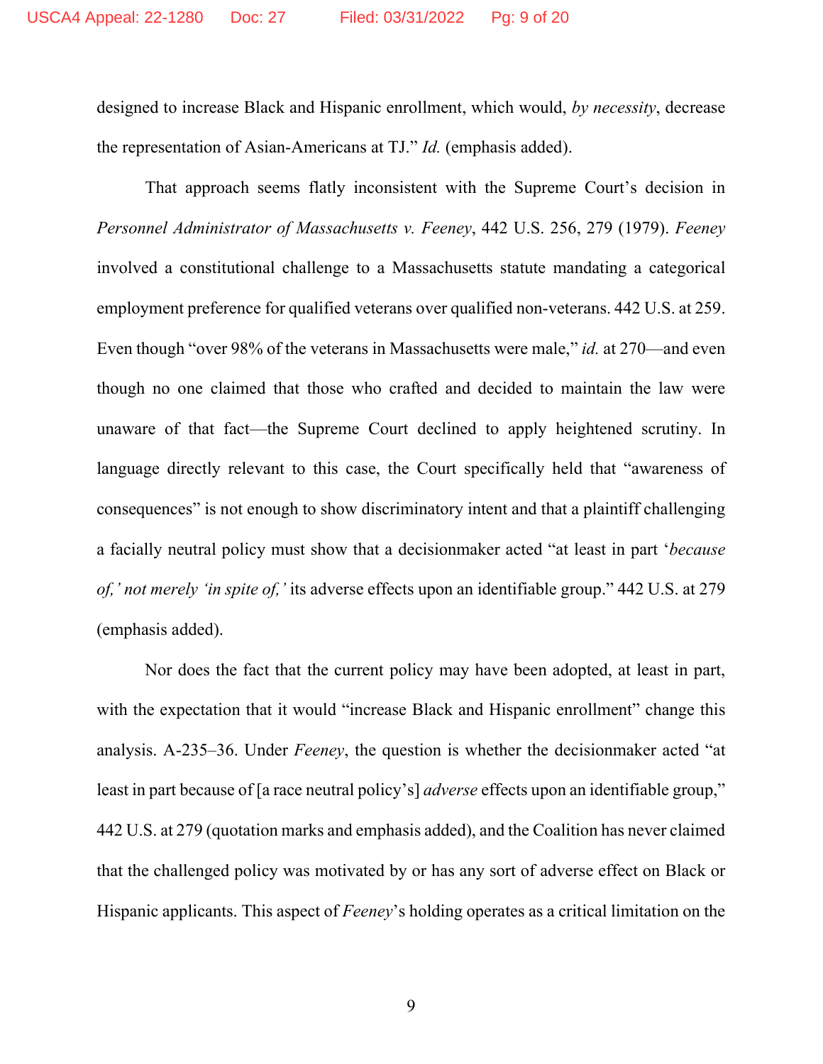designed to increase Black and Hispanic enrollment, which would, *by necessity*, decrease the representation of Asian-Americans at TJ." *Id.* (emphasis added).

That approach seems flatly inconsistent with the Supreme Court's decision in *Personnel Administrator of Massachusetts v. Feeney*, 442 U.S. 256, 279 (1979). *Feeney* involved a constitutional challenge to a Massachusetts statute mandating a categorical employment preference for qualified veterans over qualified non-veterans. 442 U.S. at 259. Even though "over 98% of the veterans in Massachusetts were male," *id.* at 270—and even though no one claimed that those who crafted and decided to maintain the law were unaware of that fact—the Supreme Court declined to apply heightened scrutiny. In language directly relevant to this case, the Court specifically held that "awareness of consequences" is not enough to show discriminatory intent and that a plaintiff challenging a facially neutral policy must show that a decisionmaker acted "at least in part '*because of,' not merely 'in spite of,'* its adverse effects upon an identifiable group." 442 U.S. at 279 (emphasis added).

Nor does the fact that the current policy may have been adopted, at least in part, with the expectation that it would "increase Black and Hispanic enrollment" change this analysis. A-235–36. Under *Feeney*, the question is whether the decisionmaker acted "at least in part because of [a race neutral policy's] *adverse* effects upon an identifiable group," 442 U.S. at 279 (quotation marks and emphasis added), and the Coalition has never claimed that the challenged policy was motivated by or has any sort of adverse effect on Black or Hispanic applicants. This aspect of *Feeney*'s holding operates as a critical limitation on the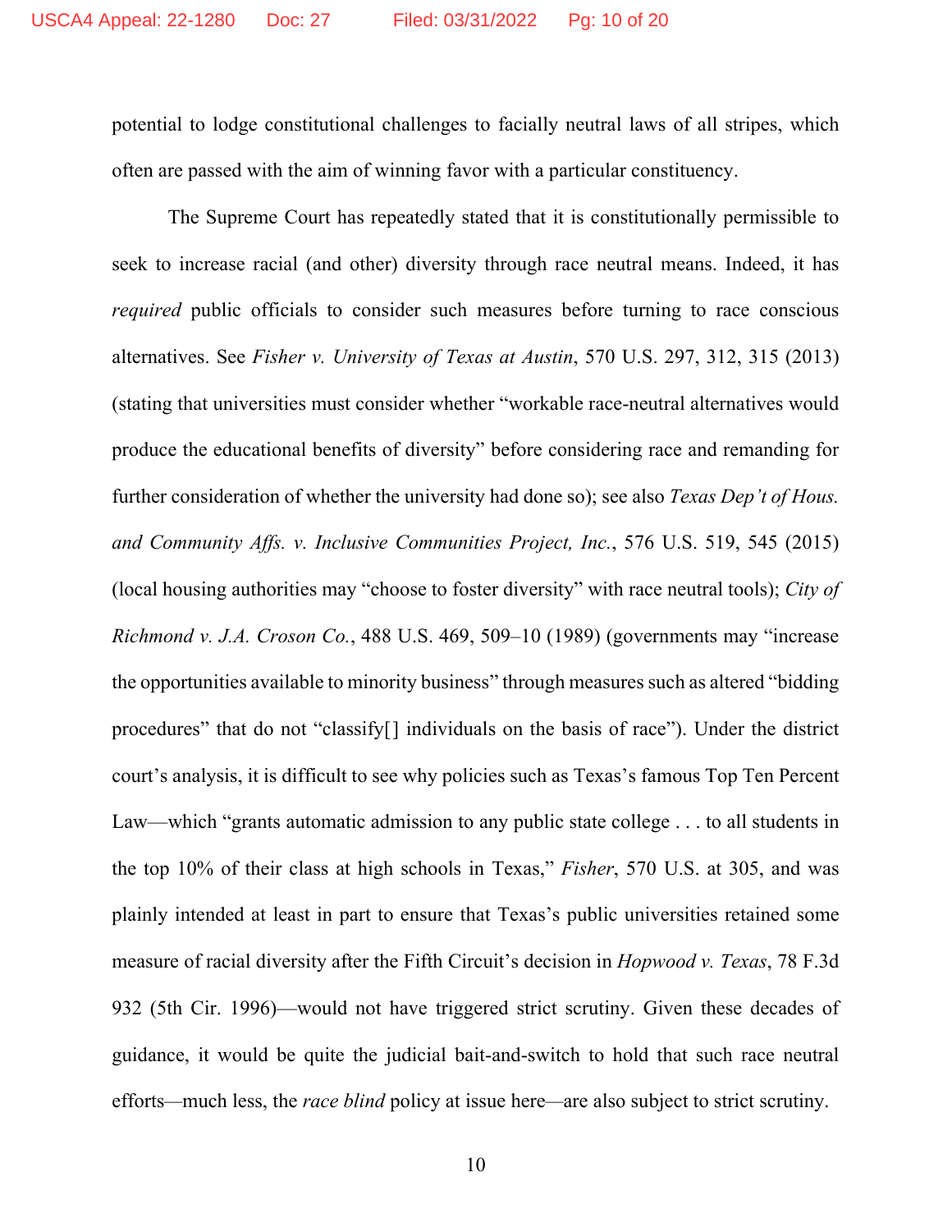potential to lodge constitutional challenges to facially neutral laws of all stripes, which often are passed with the aim of winning favor with a particular constituency.

The Supreme Court has repeatedly stated that it is constitutionally permissible to seek to increase racial (and other) diversity through race neutral means. Indeed, it has *required* public officials to consider such measures before turning to race conscious alternatives. See *Fisher v. University of Texas at Austin*, 570 U.S. 297, 312, 315 (2013) (stating that universities must consider whether "workable race-neutral alternatives would produce the educational benefits of diversity" before considering race and remanding for further consideration of whether the university had done so); see also *Texas Dep't of Hous. and Community Affs. v. Inclusive Communities Project, Inc.*, 576 U.S. 519, 545 (2015) (local housing authorities may "choose to foster diversity" with race neutral tools); *City of Richmond v. J.A. Croson Co.*, 488 U.S. 469, 509–10 (1989) (governments may "increase the opportunities available to minority business" through measures such as altered "bidding procedures" that do not "classify[] individuals on the basis of race"). Under the district court's analysis, it is difficult to see why policies such as Texas's famous Top Ten Percent Law—which "grants automatic admission to any public state college . . . to all students in the top 10% of their class at high schools in Texas," *Fisher*, 570 U.S. at 305, and was plainly intended at least in part to ensure that Texas's public universities retained some measure of racial diversity after the Fifth Circuit's decision in *Hopwood v. Texas*, 78 F.3d 932 (5th Cir. 1996)—would not have triggered strict scrutiny. Given these decades of guidance, it would be quite the judicial bait-and-switch to hold that such race neutral efforts—much less, the *race blind* policy at issue here—are also subject to strict scrutiny.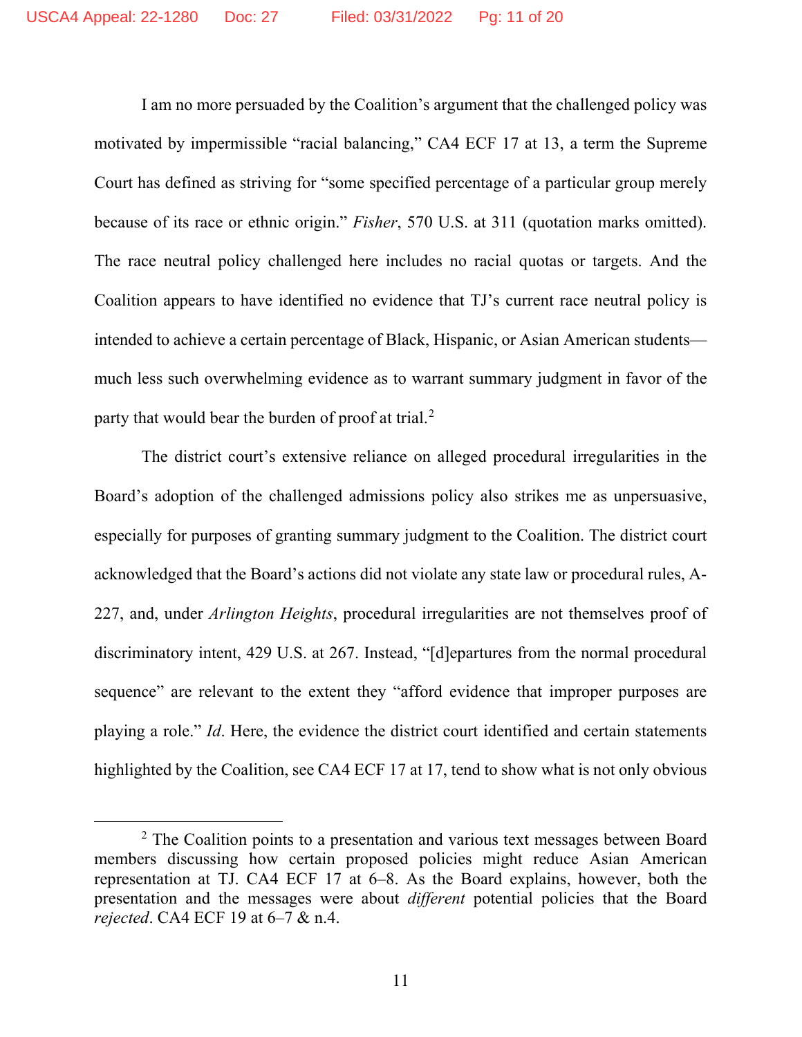I am no more persuaded by the Coalition's argument that the challenged policy was motivated by impermissible "racial balancing," CA4 ECF 17 at 13, a term the Supreme Court has defined as striving for "some specified percentage of a particular group merely because of its race or ethnic origin." *Fisher*, 570 U.S. at 311 (quotation marks omitted). The race neutral policy challenged here includes no racial quotas or targets. And the Coalition appears to have identified no evidence that TJ's current race neutral policy is intended to achieve a certain percentage of Black, Hispanic, or Asian American students—much less such overwhelming evidence as to warrant summary judgment in favor of the party that would bear the burden of proof at trial.[2]

The district court's extensive reliance on alleged procedural irregularities in the Board's adoption of the challenged admissions policy also strikes me as unpersuasive, especially for purposes of granting summary judgment to the Coalition. The district court acknowledged that the Board's actions did not violate any state law or procedural rules, A-227, and, under *Arlington Heights*, procedural irregularities are not themselves proof of discriminatory intent, 429 U.S. at 267. Instead, "[d]epartures from the normal procedural sequence" are relevant to the extent they "afford evidence that improper purposes are playing a role." *Id*. Here, the evidence the district court identified and certain statements highlighted by the Coalition, see CA4 ECF 17 at 17, tend to show what is not only obvious

[2] The Coalition points to a presentation and various text messages between Board members discussing how certain proposed policies might reduce Asian American representation at TJ. CA4 ECF 17 at 6–8. As the Board explains, however, both the presentation and the messages were about *different* potential policies that the Board *rejected*. CA4 ECF 19 at 6–7 & n.4.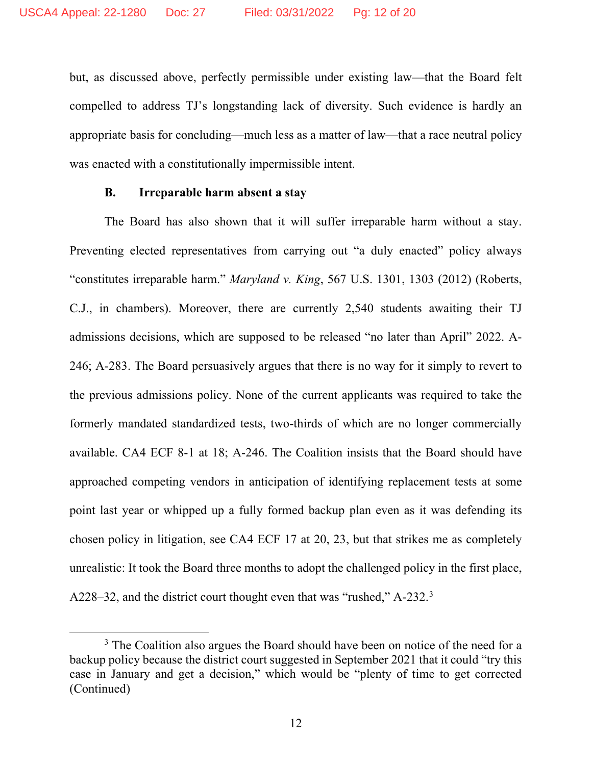but, as discussed above, perfectly permissible under existing law—that the Board felt compelled to address TJ's longstanding lack of diversity. Such evidence is hardly an appropriate basis for concluding—much less as a matter of law—that a race neutral policy was enacted with a constitutionally impermissible intent.

### B. Irreparable harm absent a stay

The Board has also shown that it will suffer irreparable harm without a stay. Preventing elected representatives from carrying out "a duly enacted" policy always "constitutes irreparable harm." *Maryland v. King*, 567 U.S. 1301, 1303 (2012) (Roberts, C.J., in chambers). Moreover, there are currently 2,540 students awaiting their TJ admissions decisions, which are supposed to be released "no later than April" 2022. A-246; A-283. The Board persuasively argues that there is no way for it simply to revert to the previous admissions policy. None of the current applicants was required to take the formerly mandated standardized tests, two-thirds of which are no longer commercially available. CA4 ECF 8-1 at 18; A-246. The Coalition insists that the Board should have approached competing vendors in anticipation of identifying replacement tests at some point last year or whipped up a fully formed backup plan even as it was defending its chosen policy in litigation, see CA4 ECF 17 at 20, 23, but that strikes me as completely unrealistic: It took the Board three months to adopt the challenged policy in the first place, A228–32, and the district court thought even that was "rushed," A-232.[3]

[3] The Coalition also argues the Board should have been on notice of the need for a backup policy because the district court suggested in September 2021 that it could "try this case in January and get a decision," which would be "plenty of time to get corrected (Continued)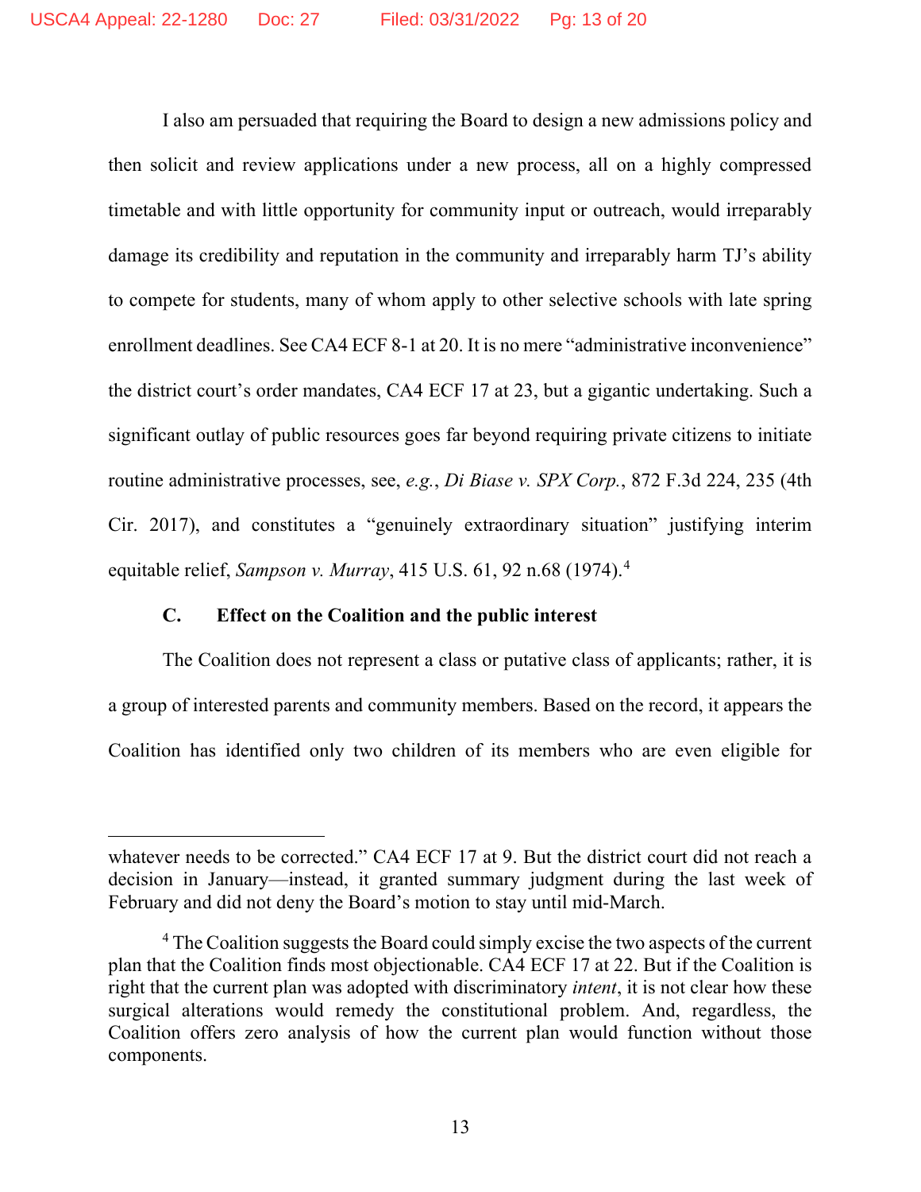I also am persuaded that requiring the Board to design a new admissions policy and then solicit and review applications under a new process, all on a highly compressed timetable and with little opportunity for community input or outreach, would irreparably damage its credibility and reputation in the community and irreparably harm TJ's ability to compete for students, many of whom apply to other selective schools with late spring enrollment deadlines. See CA4 ECF 8-1 at 20. It is no mere "administrative inconvenience" the district court's order mandates, CA4 ECF 17 at 23, but a gigantic undertaking. Such a significant outlay of public resources goes far beyond requiring private citizens to initiate routine administrative processes, see, *e.g.*, *Di Biase v. SPX Corp.*, 872 F.3d 224, 235 (4th Cir. 2017), and constitutes a "genuinely extraordinary situation" justifying interim equitable relief, *Sampson v. Murray*, 415 U.S. 61, 92 n.68 (1974).[4]

### C. Effect on the Coalition and the public interest

The Coalition does not represent a class or putative class of applicants; rather, it is a group of interested parents and community members. Based on the record, it appears the Coalition has identified only two children of its members who are even eligible for

---

whatever needs to be corrected." CA4 ECF 17 at 9. But the district court did not reach a decision in January—instead, it granted summary judgment during the last week of February and did not deny the Board's motion to stay until mid-March.

[4] The Coalition suggests the Board could simply excise the two aspects of the current plan that the Coalition finds most objectionable. CA4 ECF 17 at 22. But if the Coalition is right that the current plan was adopted with discriminatory *intent*, it is not clear how these surgical alterations would remedy the constitutional problem. And, regardless, the Coalition offers zero analysis of how the current plan would function without those components.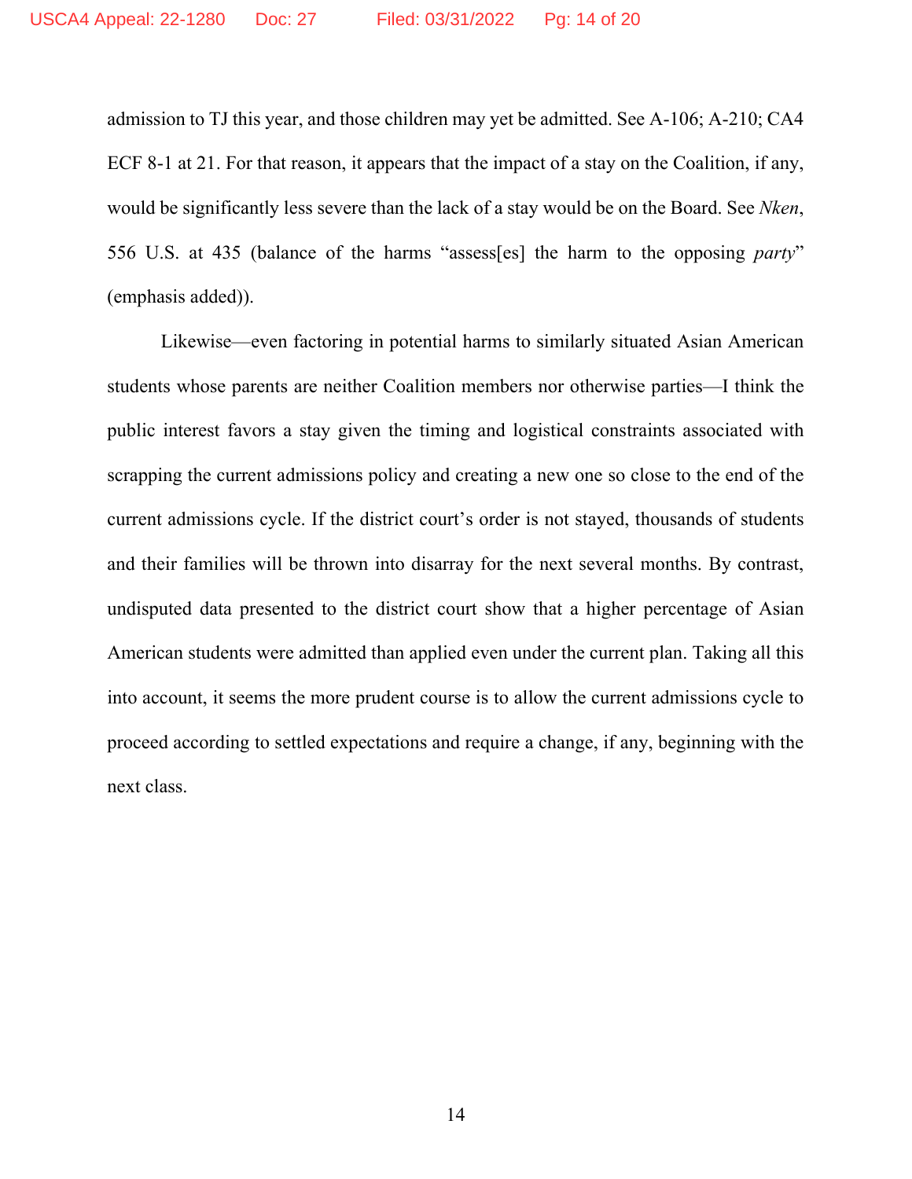admission to TJ this year, and those children may yet be admitted. See A-106; A-210; CA4 ECF 8-1 at 21. For that reason, it appears that the impact of a stay on the Coalition, if any, would be significantly less severe than the lack of a stay would be on the Board. See *Nken*, 556 U.S. at 435 (balance of the harms "assess[es] the harm to the opposing *party*" (emphasis added)).

Likewise—even factoring in potential harms to similarly situated Asian American students whose parents are neither Coalition members nor otherwise parties—I think the public interest favors a stay given the timing and logistical constraints associated with scrapping the current admissions policy and creating a new one so close to the end of the current admissions cycle. If the district court's order is not stayed, thousands of students and their families will be thrown into disarray for the next several months. By contrast, undisputed data presented to the district court show that a higher percentage of Asian American students were admitted than applied even under the current plan. Taking all this into account, it seems the more prudent course is to allow the current admissions cycle to proceed according to settled expectations and require a change, if any, beginning with the next class.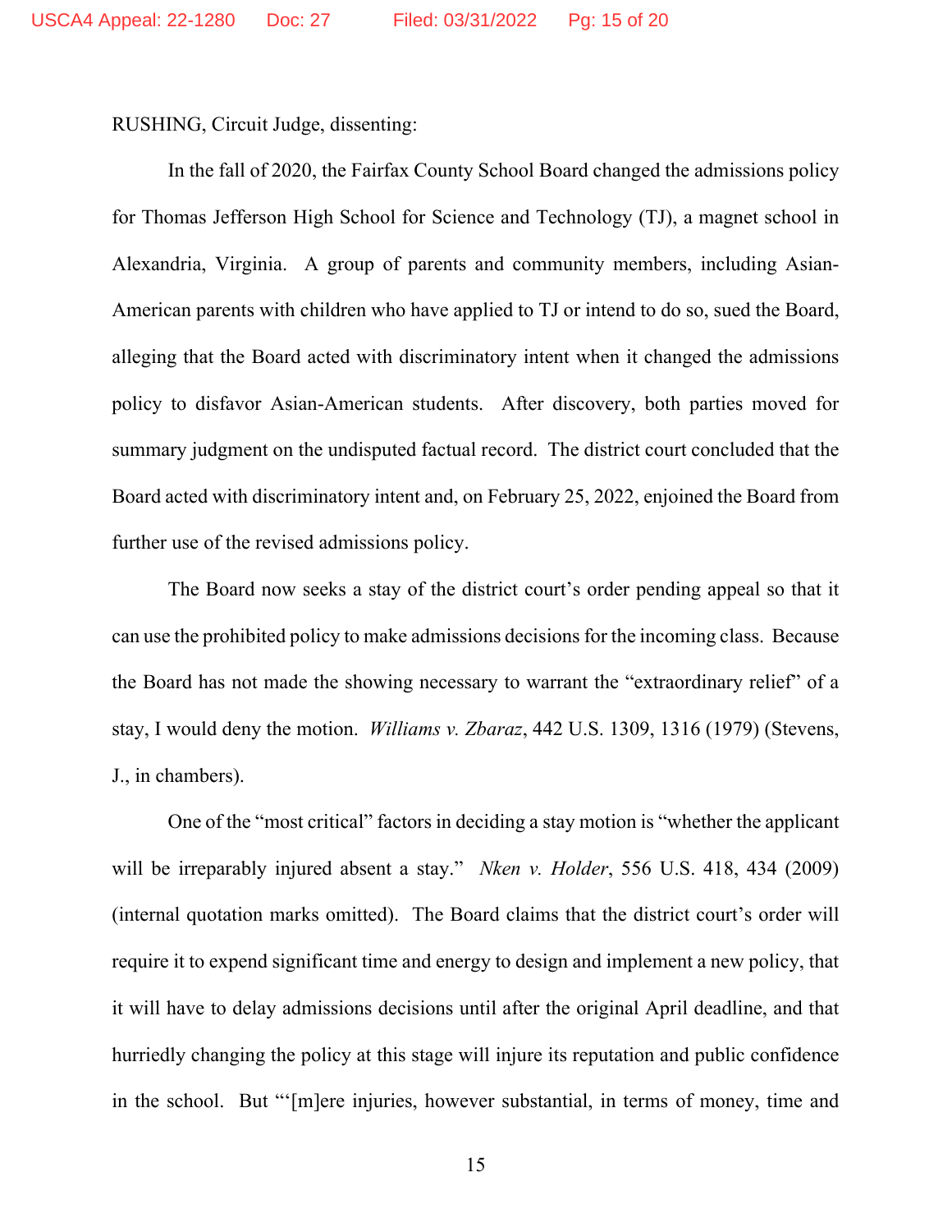RUSHING, Circuit Judge, dissenting:

In the fall of 2020, the Fairfax County School Board changed the admissions policy for Thomas Jefferson High School for Science and Technology (TJ), a magnet school in Alexandria, Virginia. A group of parents and community members, including Asian-American parents with children who have applied to TJ or intend to do so, sued the Board, alleging that the Board acted with discriminatory intent when it changed the admissions policy to disfavor Asian-American students. After discovery, both parties moved for summary judgment on the undisputed factual record. The district court concluded that the Board acted with discriminatory intent and, on February 25, 2022, enjoined the Board from further use of the revised admissions policy.

The Board now seeks a stay of the district court's order pending appeal so that it can use the prohibited policy to make admissions decisions for the incoming class. Because the Board has not made the showing necessary to warrant the "extraordinary relief" of a stay, I would deny the motion. *Williams v. Zbaraz*, 442 U.S. 1309, 1316 (1979) (Stevens, J., in chambers).

One of the "most critical" factors in deciding a stay motion is "whether the applicant will be irreparably injured absent a stay." *Nken v. Holder*, 556 U.S. 418, 434 (2009) (internal quotation marks omitted). The Board claims that the district court's order will require it to expend significant time and energy to design and implement a new policy, that it will have to delay admissions decisions until after the original April deadline, and that hurriedly changing the policy at this stage will injure its reputation and public confidence in the school. But "'[m]ere injuries, however substantial, in terms of money, time and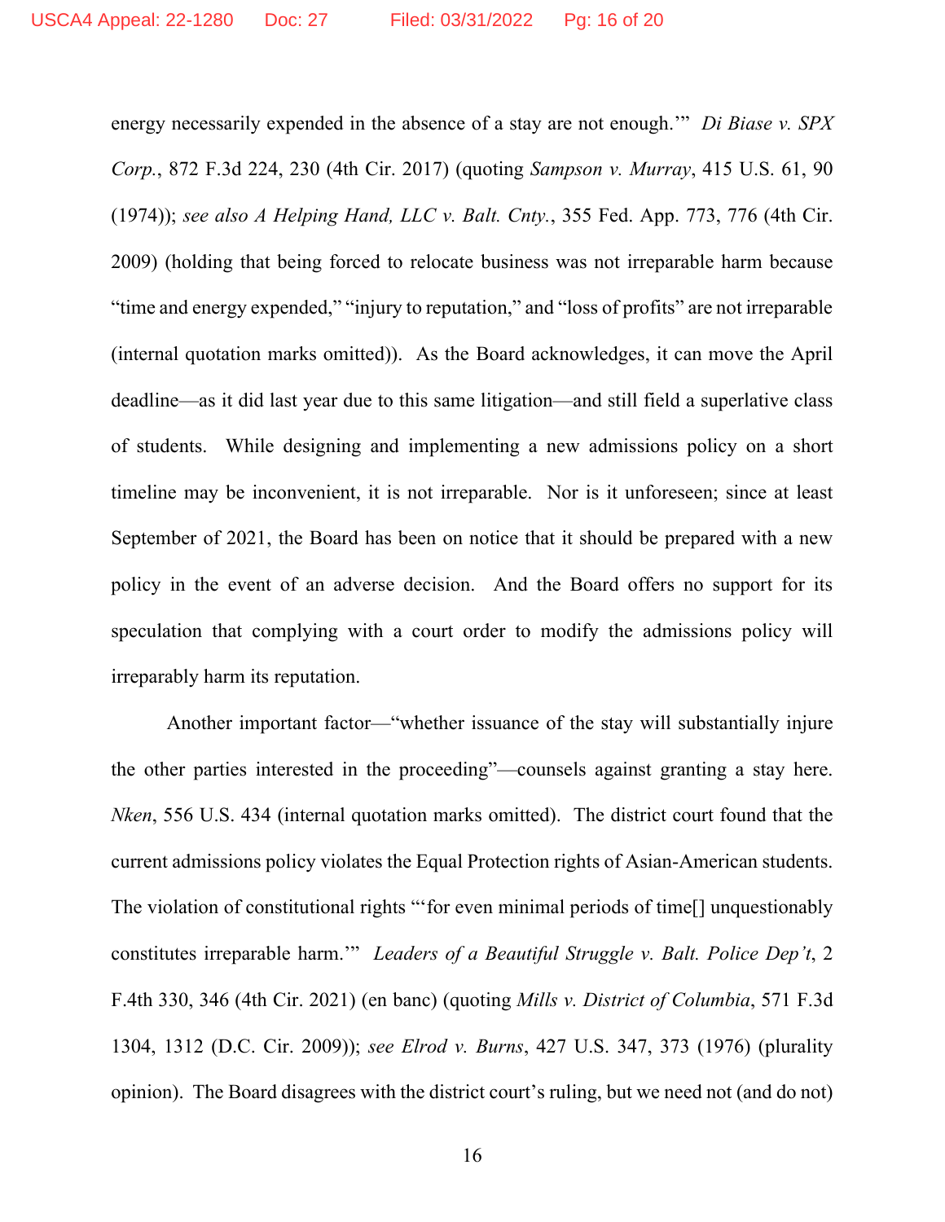energy necessarily expended in the absence of a stay are not enough.'" *Di Biase v. SPX Corp.*, 872 F.3d 224, 230 (4th Cir. 2017) (quoting *Sampson v. Murray*, 415 U.S. 61, 90 (1974)); *see also A Helping Hand, LLC v. Balt. Cnty.*, 355 Fed. App. 773, 776 (4th Cir. 2009) (holding that being forced to relocate business was not irreparable harm because "time and energy expended," "injury to reputation," and "loss of profits" are not irreparable (internal quotation marks omitted)). As the Board acknowledges, it can move the April deadline—as it did last year due to this same litigation—and still field a superlative class of students. While designing and implementing a new admissions policy on a short timeline may be inconvenient, it is not irreparable. Nor is it unforeseen; since at least September of 2021, the Board has been on notice that it should be prepared with a new policy in the event of an adverse decision. And the Board offers no support for its speculation that complying with a court order to modify the admissions policy will irreparably harm its reputation.

Another important factor—"whether issuance of the stay will substantially injure the other parties interested in the proceeding"—counsels against granting a stay here. *Nken*, 556 U.S. 434 (internal quotation marks omitted). The district court found that the current admissions policy violates the Equal Protection rights of Asian-American students. The violation of constitutional rights "'for even minimal periods of time[] unquestionably constitutes irreparable harm.'" *Leaders of a Beautiful Struggle v. Balt. Police Dep't*, 2 F.4th 330, 346 (4th Cir. 2021) (en banc) (quoting *Mills v. District of Columbia*, 571 F.3d 1304, 1312 (D.C. Cir. 2009)); *see Elrod v. Burns*, 427 U.S. 347, 373 (1976) (plurality opinion). The Board disagrees with the district court's ruling, but we need not (and do not)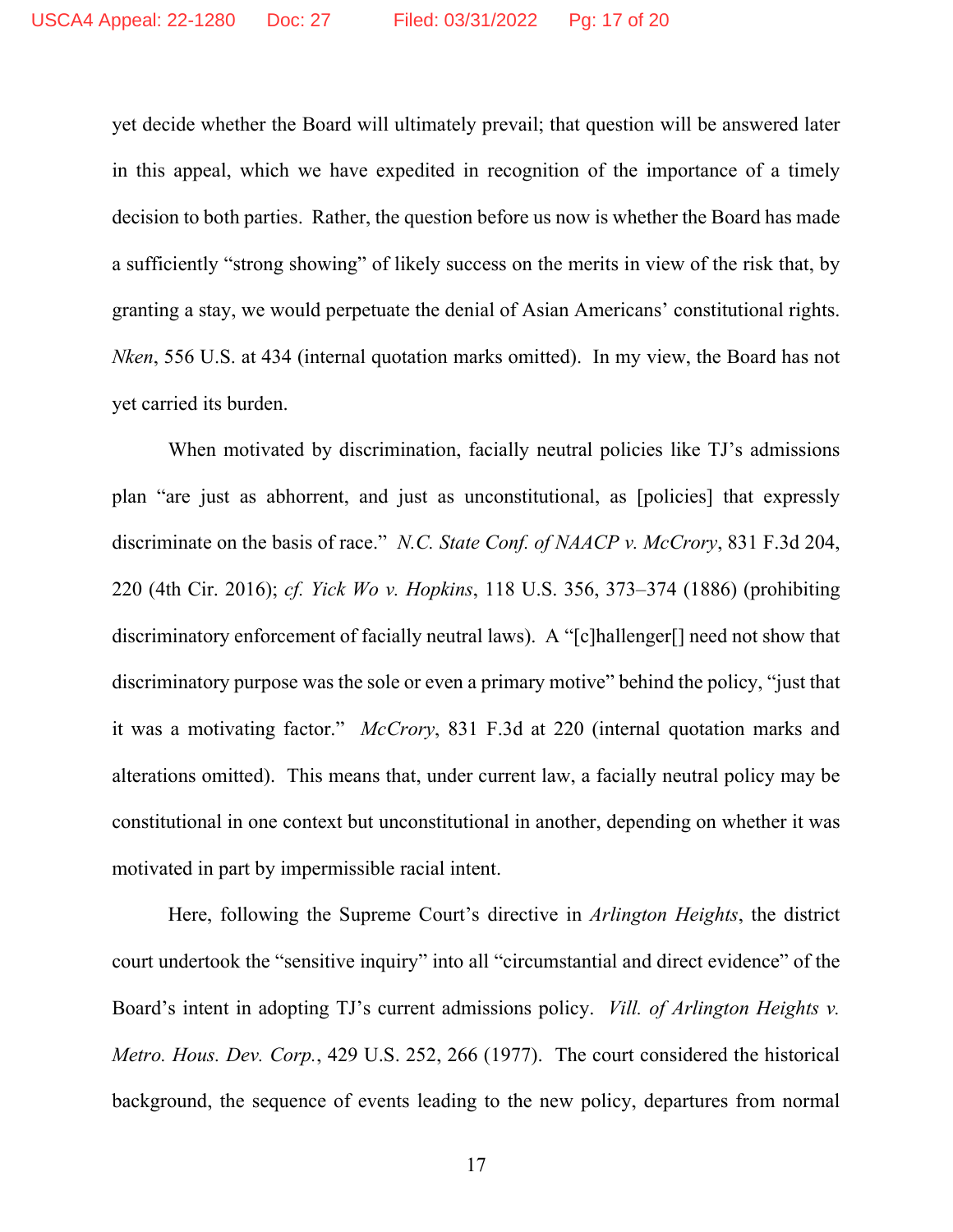yet decide whether the Board will ultimately prevail; that question will be answered later in this appeal, which we have expedited in recognition of the importance of a timely decision to both parties. Rather, the question before us now is whether the Board has made a sufficiently "strong showing" of likely success on the merits in view of the risk that, by granting a stay, we would perpetuate the denial of Asian Americans' constitutional rights. *Nken*, 556 U.S. at 434 (internal quotation marks omitted). In my view, the Board has not yet carried its burden.

When motivated by discrimination, facially neutral policies like TJ's admissions plan "are just as abhorrent, and just as unconstitutional, as [policies] that expressly discriminate on the basis of race." *N.C. State Conf. of NAACP v. McCrory*, 831 F.3d 204, 220 (4th Cir. 2016); *cf. Yick Wo v. Hopkins*, 118 U.S. 356, 373–374 (1886) (prohibiting discriminatory enforcement of facially neutral laws). A "[c]hallenger[] need not show that discriminatory purpose was the sole or even a primary motive" behind the policy, "just that it was a motivating factor." *McCrory*, 831 F.3d at 220 (internal quotation marks and alterations omitted). This means that, under current law, a facially neutral policy may be constitutional in one context but unconstitutional in another, depending on whether it was motivated in part by impermissible racial intent.

Here, following the Supreme Court's directive in *Arlington Heights*, the district court undertook the "sensitive inquiry" into all "circumstantial and direct evidence" of the Board's intent in adopting TJ's current admissions policy. *Vill. of Arlington Heights v. Metro. Hous. Dev. Corp.*, 429 U.S. 252, 266 (1977). The court considered the historical background, the sequence of events leading to the new policy, departures from normal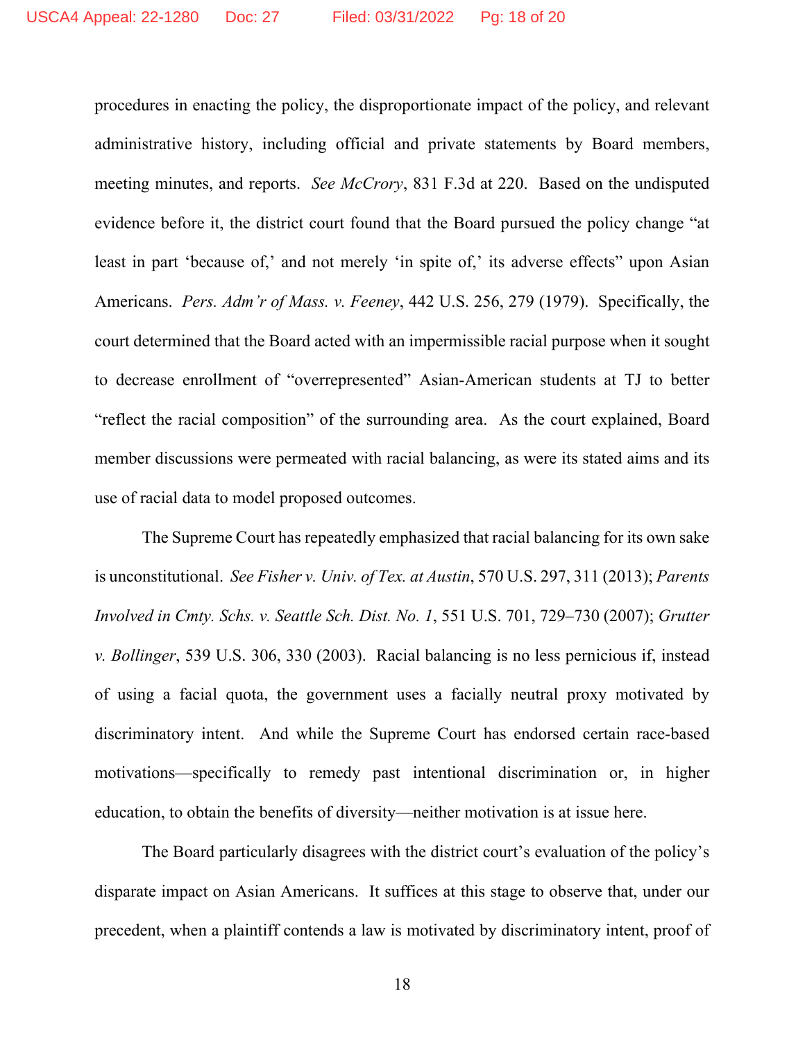procedures in enacting the policy, the disproportionate impact of the policy, and relevant administrative history, including official and private statements by Board members, meeting minutes, and reports. *See McCrory*, 831 F.3d at 220. Based on the undisputed evidence before it, the district court found that the Board pursued the policy change "at least in part 'because of,' and not merely 'in spite of,' its adverse effects" upon Asian Americans. *Pers. Adm'r of Mass. v. Feeney*, 442 U.S. 256, 279 (1979). Specifically, the court determined that the Board acted with an impermissible racial purpose when it sought to decrease enrollment of "overrepresented" Asian-American students at TJ to better "reflect the racial composition" of the surrounding area. As the court explained, Board member discussions were permeated with racial balancing, as were its stated aims and its use of racial data to model proposed outcomes.

The Supreme Court has repeatedly emphasized that racial balancing for its own sake is unconstitutional. *See Fisher v. Univ. of Tex. at Austin*, 570 U.S. 297, 311 (2013); *Parents Involved in Cmty. Schs. v. Seattle Sch. Dist. No. 1*, 551 U.S. 701, 729–730 (2007); *Grutter v. Bollinger*, 539 U.S. 306, 330 (2003). Racial balancing is no less pernicious if, instead of using a facial quota, the government uses a facially neutral proxy motivated by discriminatory intent. And while the Supreme Court has endorsed certain race-based motivations—specifically to remedy past intentional discrimination or, in higher education, to obtain the benefits of diversity—neither motivation is at issue here.

The Board particularly disagrees with the district court's evaluation of the policy's disparate impact on Asian Americans. It suffices at this stage to observe that, under our precedent, when a plaintiff contends a law is motivated by discriminatory intent, proof of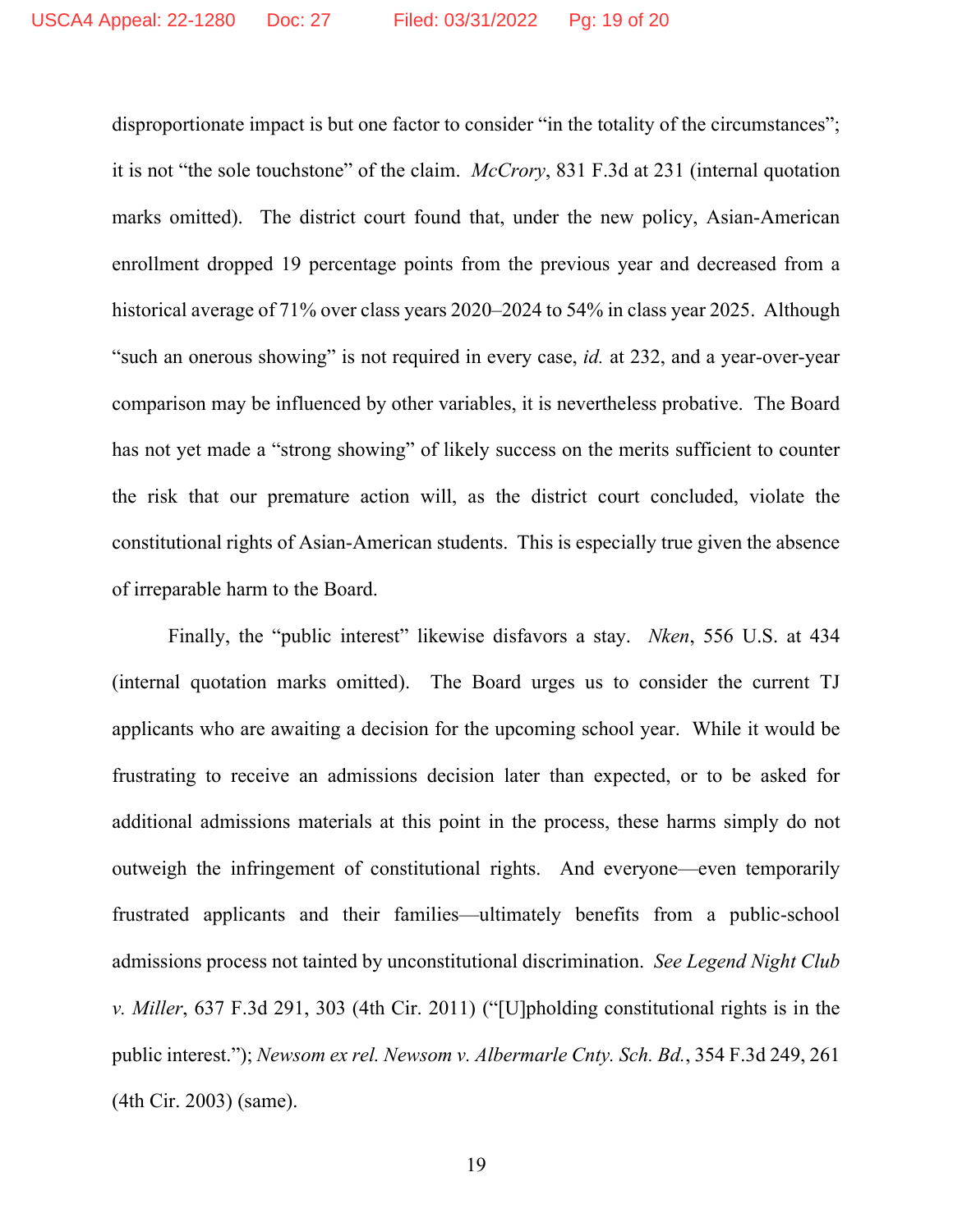disproportionate impact is but one factor to consider "in the totality of the circumstances"; it is not "the sole touchstone" of the claim. *McCrory*, 831 F.3d at 231 (internal quotation marks omitted). The district court found that, under the new policy, Asian-American enrollment dropped 19 percentage points from the previous year and decreased from a historical average of 71% over class years 2020–2024 to 54% in class year 2025. Although "such an onerous showing" is not required in every case, *id.* at 232, and a year-over-year comparison may be influenced by other variables, it is nevertheless probative. The Board has not yet made a "strong showing" of likely success on the merits sufficient to counter the risk that our premature action will, as the district court concluded, violate the constitutional rights of Asian-American students. This is especially true given the absence of irreparable harm to the Board.

Finally, the "public interest" likewise disfavors a stay. *Nken*, 556 U.S. at 434 (internal quotation marks omitted). The Board urges us to consider the current TJ applicants who are awaiting a decision for the upcoming school year. While it would be frustrating to receive an admissions decision later than expected, or to be asked for additional admissions materials at this point in the process, these harms simply do not outweigh the infringement of constitutional rights. And everyone—even temporarily frustrated applicants and their families—ultimately benefits from a public-school admissions process not tainted by unconstitutional discrimination. *See Legend Night Club v. Miller*, 637 F.3d 291, 303 (4th Cir. 2011) ("[U]pholding constitutional rights is in the public interest."); *Newsom ex rel. Newsom v. Albermarle Cnty. Sch. Bd.*, 354 F.3d 249, 261 (4th Cir. 2003) (same).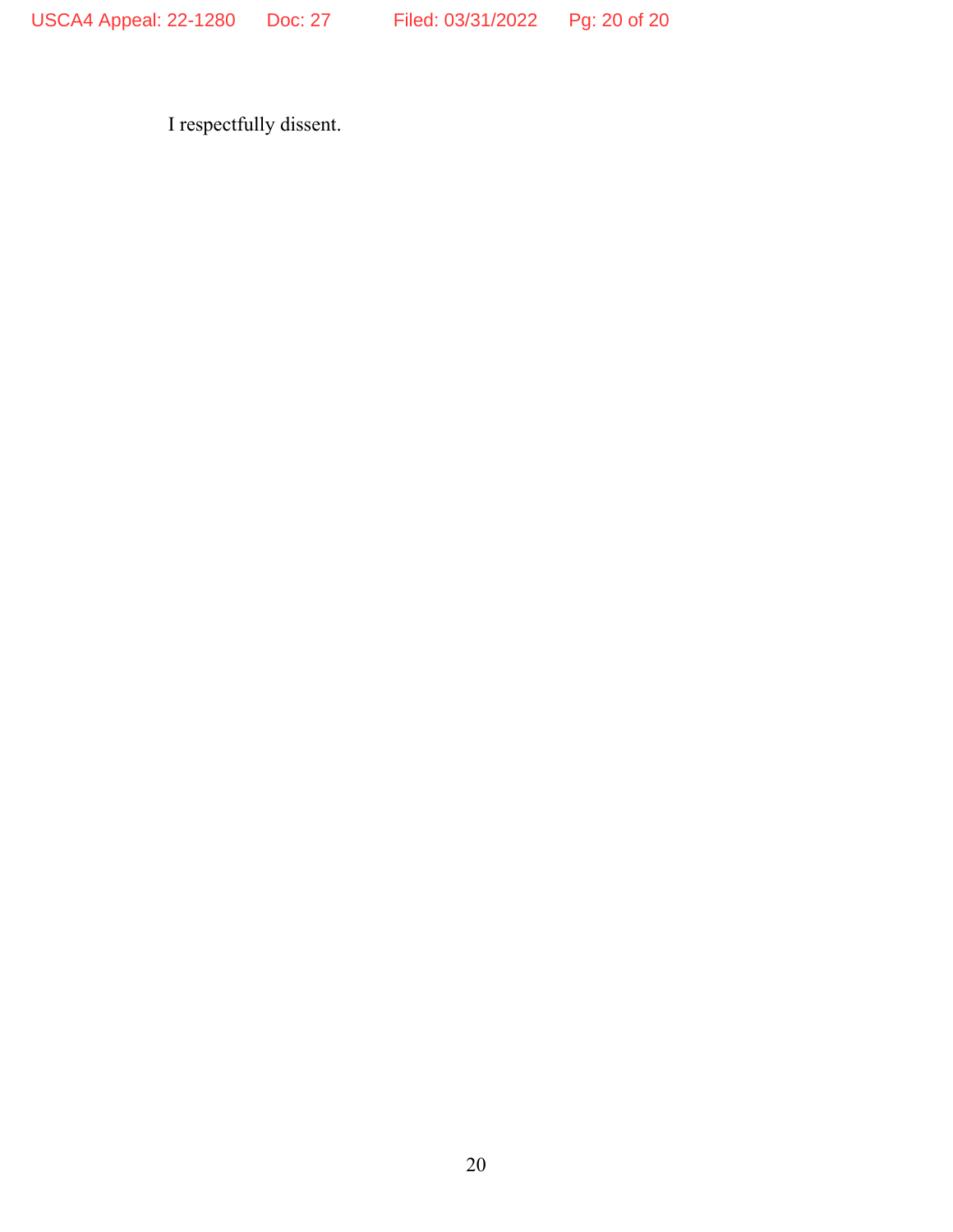I respectfully dissent.